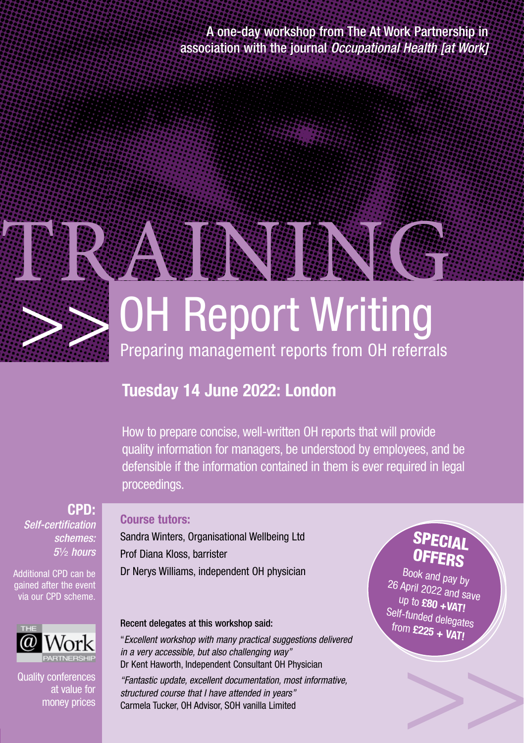A one-day workshop from The At Work Partnership in association with the journal *Occupational Health [at Work]*

# TRAINING

# >> OH Report Writing

## Preparing management reports from OH referrals

## Tuesday 14 June 2022: London

How to prepare concise, well-written OH reports that will provide quality information for managers, be understood by employees, and be defensible if the information contained in them is ever required in legal proceedings.

**CPD:**
*Self-certification schemes: 5½ hours*

Additional CPD can be gained after the event via our CPD scheme.

THE @ Work PARTNERSHIP

Quality conferences at value for money prices

### Course tutors:

Sandra Winters, Organisational Wellbeing Ltd
Prof Diana Kloss, barrister
Dr Nerys Williams, independent OH physician

**SPECIAL OFFERS**

Book and pay by 26 April 2022 and save up to **£80 +VAT!**
Self-funded delegates from **£225 + VAT!**

#### Recent delegates at this workshop said:

"*Excellent workshop with many practical suggestions delivered in a very accessible, but also challenging way*"
Dr Kent Haworth, Independent Consultant OH Physician

*"Fantastic update, excellent documentation, most informative, structured course that I have attended in years"*
Carmela Tucker, OH Advisor, SOH vanilla Limited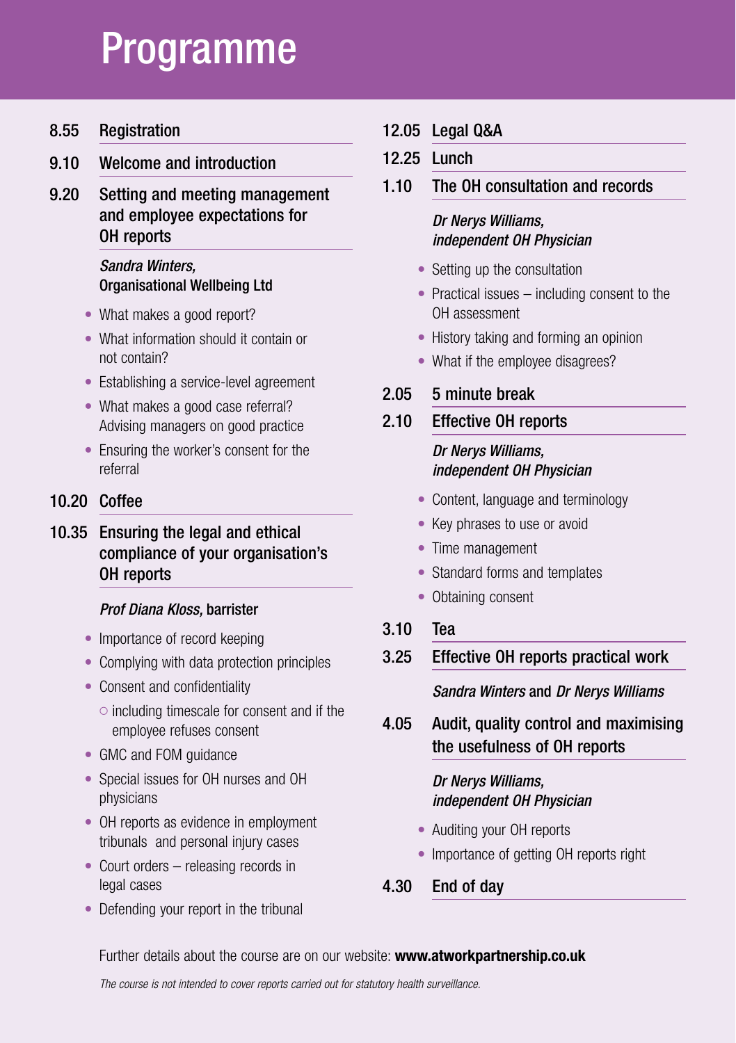# Programme

**8.55 Registration**

**9.10 Welcome and introduction**

**9.20 Setting and meeting management and employee expectations for OH reports**

*Sandra Winters,* Organisational Wellbeing Ltd

- What makes a good report?
- What information should it contain or not contain?
- Establishing a service-level agreement
- What makes a good case referral? Advising managers on good practice
- Ensuring the worker's consent for the referral

**10.20 Coffee**

**10.35 Ensuring the legal and ethical compliance of your organisation's OH reports**

*Prof Diana Kloss,* barrister

- Importance of record keeping
- Complying with data protection principles
- Consent and confidentiality
  - including timescale for consent and if the employee refuses consent
- GMC and FOM guidance
- Special issues for OH nurses and OH physicians
- OH reports as evidence in employment tribunals and personal injury cases
- Court orders – releasing records in legal cases
- Defending your report in the tribunal

**12.05 Legal Q&A**

**12.25 Lunch**

**1.10 The OH consultation and records**

*Dr Nerys Williams, independent OH Physician*

- Setting up the consultation
- Practical issues – including consent to the OH assessment
- History taking and forming an opinion
- What if the employee disagrees?

**2.05 5 minute break**

**2.10 Effective OH reports**

*Dr Nerys Williams, independent OH Physician*

- Content, language and terminology
- Key phrases to use or avoid
- Time management
- Standard forms and templates
- Obtaining consent

**3.10 Tea**

**3.25 Effective OH reports practical work**

*Sandra Winters* and *Dr Nerys Williams*

**4.05 Audit, quality control and maximising the usefulness of OH reports**

*Dr Nerys Williams, independent OH Physician*

- Auditing your OH reports
- Importance of getting OH reports right

**4.30 End of day**

Further details about the course are on our website: **www.atworkpartnership.co.uk**

*The course is not intended to cover reports carried out for statutory health surveillance.*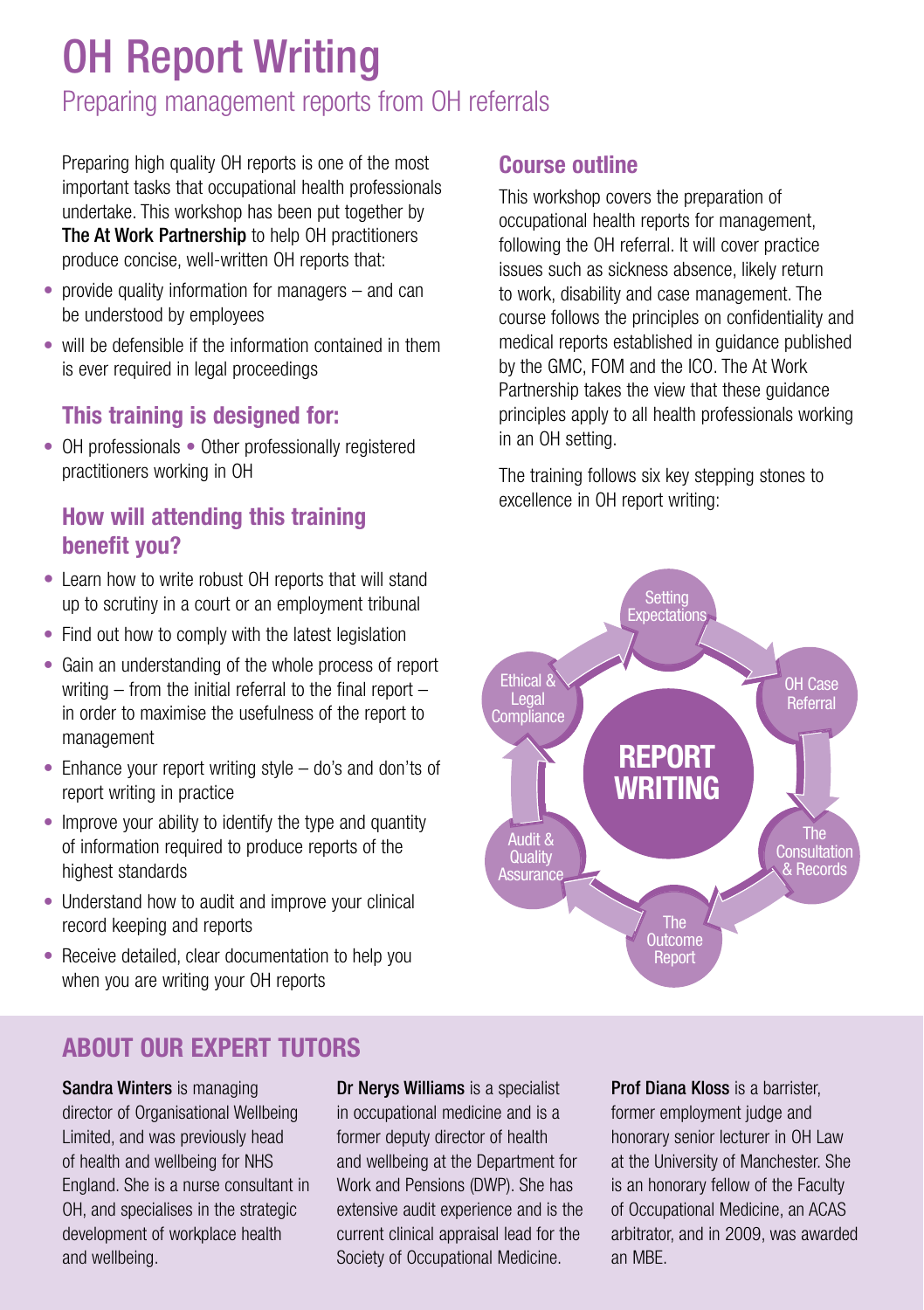# OH Report Writing

## Preparing management reports from OH referrals

Preparing high quality OH reports is one of the most important tasks that occupational health professionals undertake. This workshop has been put together by **The At Work Partnership** to help OH practitioners produce concise, well-written OH reports that:

- provide quality information for managers – and can be understood by employees
- will be defensible if the information contained in them is ever required in legal proceedings

### This training is designed for:

- OH professionals • Other professionally registered practitioners working in OH

### How will attending this training benefit you?

- Learn how to write robust OH reports that will stand up to scrutiny in a court or an employment tribunal
- Find out how to comply with the latest legislation
- Gain an understanding of the whole process of report writing – from the initial referral to the final report – in order to maximise the usefulness of the report to management
- Enhance your report writing style – do's and don'ts of report writing in practice
- Improve your ability to identify the type and quantity of information required to produce reports of the highest standards
- Understand how to audit and improve your clinical record keeping and reports
- Receive detailed, clear documentation to help you when you are writing your OH reports

### Course outline

This workshop covers the preparation of occupational health reports for management, following the OH referral. It will cover practice issues such as sickness absence, likely return to work, disability and case management. The course follows the principles on confidentiality and medical reports established in guidance published by the GMC, FOM and the ICO. The At Work Partnership takes the view that these guidance principles apply to all health professionals working in an OH setting.

The training follows six key stepping stones to excellence in OH report writing:

**REPORT WRITING**

- Setting Expectations
- OH Case Referral
- The Consultation & Records
- The Outcome Report
- Audit & Quality Assurance
- Ethical & Legal Compliance

## ABOUT OUR EXPERT TUTORS

**Sandra Winters** is managing director of Organisational Wellbeing Limited, and was previously head of health and wellbeing for NHS England. She is a nurse consultant in OH, and specialises in the strategic development of workplace health and wellbeing.

**Dr Nerys Williams** is a specialist in occupational medicine and is a former deputy director of health and wellbeing at the Department for Work and Pensions (DWP). She has extensive audit experience and is the current clinical appraisal lead for the Society of Occupational Medicine.

**Prof Diana Kloss** is a barrister, former employment judge and honorary senior lecturer in OH Law at the University of Manchester. She is an honorary fellow of the Faculty of Occupational Medicine, an ACAS arbitrator, and in 2009, was awarded an MBE.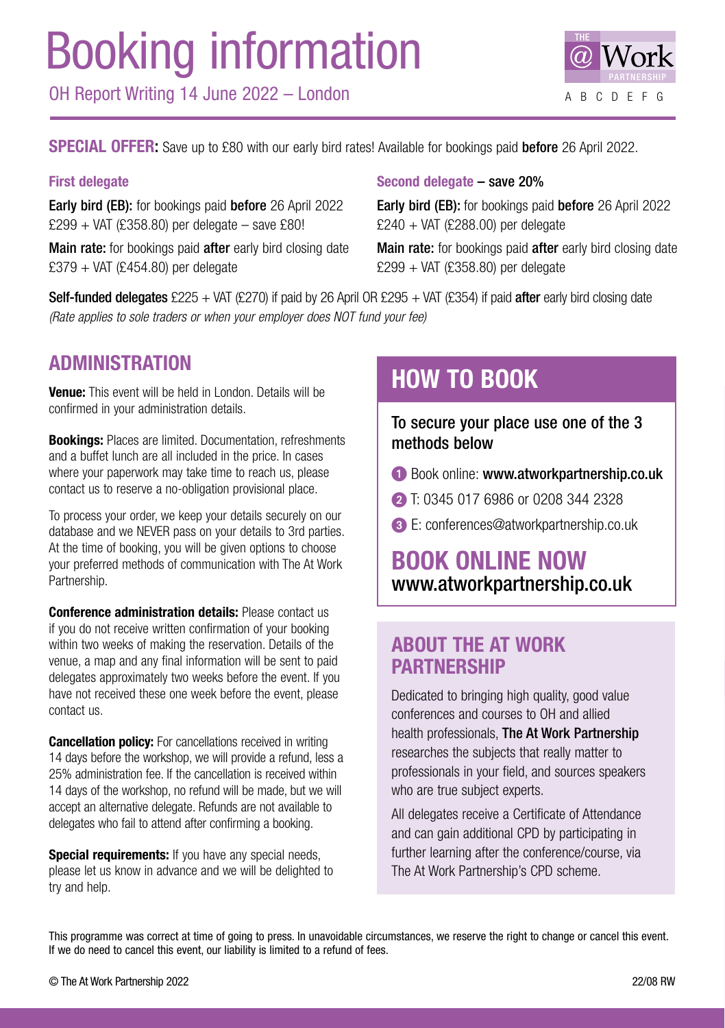# Booking information

OH Report Writing 14 June 2022 – London

**SPECIAL OFFER:** Save up to £80 with our early bird rates! Available for bookings paid **before** 26 April 2022.

### First delegate

**Early bird (EB):** for bookings paid **before** 26 April 2022
£299 + VAT (£358.80) per delegate – save £80!

**Main rate:** for bookings paid **after** early bird closing date
£379 + VAT (£454.80) per delegate

### Second delegate – save 20%

**Early bird (EB):** for bookings paid **before** 26 April 2022
£240 + VAT (£288.00) per delegate

**Main rate:** for bookings paid **after** early bird closing date
£299 + VAT (£358.80) per delegate

**Self-funded delegates** £225 + VAT (£270) if paid by 26 April OR £295 + VAT (£354) if paid **after** early bird closing date
*(Rate applies to sole traders or when your employer does NOT fund your fee)*

## ADMINISTRATION

**Venue:** This event will be held in London. Details will be confirmed in your administration details.

**Bookings:** Places are limited. Documentation, refreshments and a buffet lunch are all included in the price. In cases where your paperwork may take time to reach us, please contact us to reserve a no-obligation provisional place.

To process your order, we keep your details securely on our database and we NEVER pass on your details to 3rd parties. At the time of booking, you will be given options to choose your preferred methods of communication with The At Work Partnership.

**Conference administration details:** Please contact us if you do not receive written confirmation of your booking within two weeks of making the reservation. Details of the venue, a map and any final information will be sent to paid delegates approximately two weeks before the event. If you have not received these one week before the event, please contact us.

**Cancellation policy:** For cancellations received in writing 14 days before the workshop, we will provide a refund, less a 25% administration fee. If the cancellation is received within 14 days of the workshop, no refund will be made, but we will accept an alternative delegate. Refunds are not available to delegates who fail to attend after confirming a booking.

**Special requirements:** If you have any special needs, please let us know in advance and we will be delighted to try and help.

## HOW TO BOOK

To secure your place use one of the 3 methods below

1. Book online: **www.atworkpartnership.co.uk**
2. T: 0345 017 6986 or 0208 344 2328
3. E: conferences@atworkpartnership.co.uk

## BOOK ONLINE NOW

www.atworkpartnership.co.uk

## ABOUT THE AT WORK PARTNERSHIP

Dedicated to bringing high quality, good value conferences and courses to OH and allied health professionals, **The At Work Partnership** researches the subjects that really matter to professionals in your field, and sources speakers who are true subject experts.

All delegates receive a Certificate of Attendance and can gain additional CPD by participating in further learning after the conference/course, via The At Work Partnership's CPD scheme.

This programme was correct at time of going to press. In unavoidable circumstances, we reserve the right to change or cancel this event. If we do need to cancel this event, our liability is limited to a refund of fees.

© The At Work Partnership 2022

22/08 RW